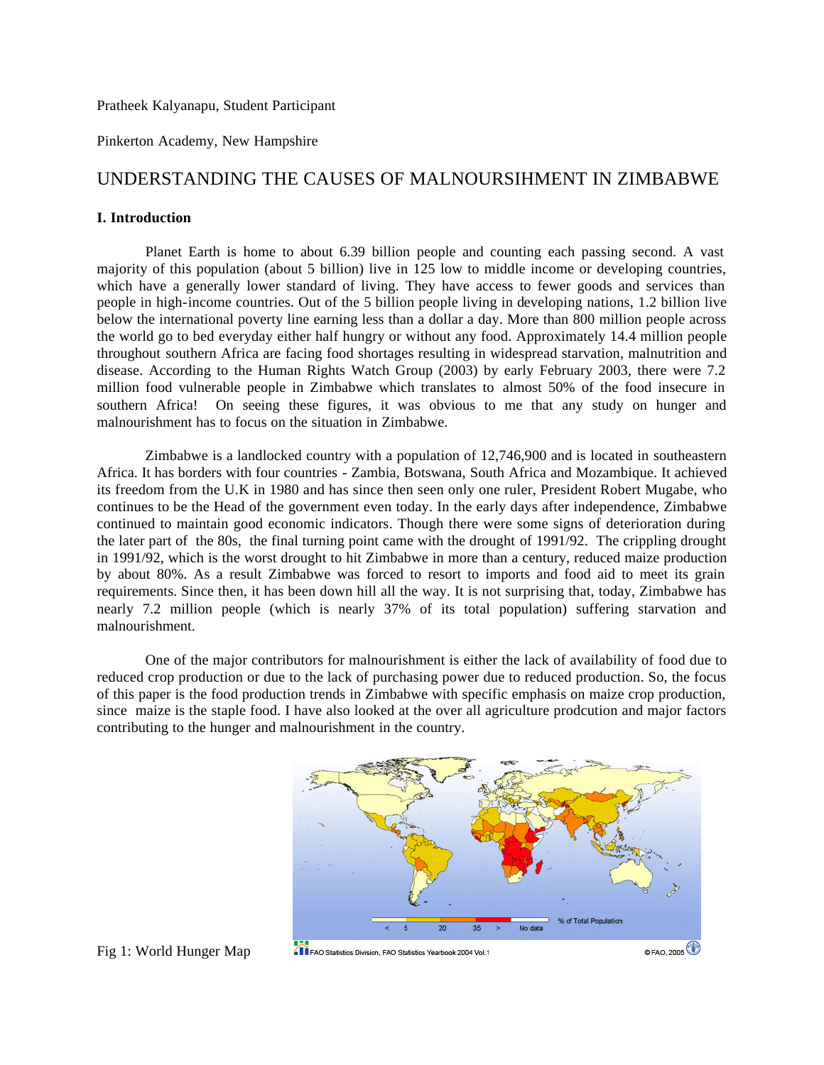Pratheek Kalyanapu, Student Participant

Pinkerton Academy, New Hampshire

# UNDERSTANDING THE CAUSES OF MALNOURSIHMENT IN ZIMBABWE

## I. Introduction

Planet Earth is home to about 6.39 billion people and counting each passing second. A vast majority of this population (about 5 billion) live in 125 low to middle income or developing countries, which have a generally lower standard of living. They have access to fewer goods and services than people in high-income countries. Out of the 5 billion people living in developing nations, 1.2 billion live below the international poverty line earning less than a dollar a day. More than 800 million people across the world go to bed everyday either half hungry or without any food. Approximately 14.4 million people throughout southern Africa are facing food shortages resulting in widespread starvation, malnutrition and disease. According to the Human Rights Watch Group (2003) by early February 2003, there were 7.2 million food vulnerable people in Zimbabwe which translates to almost 50% of the food insecure in southern Africa! On seeing these figures, it was obvious to me that any study on hunger and malnourishment has to focus on the situation in Zimbabwe.

Zimbabwe is a landlocked country with a population of 12,746,900 and is located in southeastern Africa. It has borders with four countries - Zambia, Botswana, South Africa and Mozambique. It achieved its freedom from the U.K in 1980 and has since then seen only one ruler, President Robert Mugabe, who continues to be the Head of the government even today. In the early days after independence, Zimbabwe continued to maintain good economic indicators. Though there were some signs of deterioration during the later part of the 80s, the final turning point came with the drought of 1991/92. The crippling drought in 1991/92, which is the worst drought to hit Zimbabwe in more than a century, reduced maize production by about 80%. As a result Zimbabwe was forced to resort to imports and food aid to meet its grain requirements. Since then, it has been down hill all the way. It is not surprising that, today, Zimbabwe has nearly 7.2 million people (which is nearly 37% of its total population) suffering starvation and malnourishment.

One of the major contributors for malnourishment is either the lack of availability of food due to reduced crop production or due to the lack of purchasing power due to reduced production. So, the focus of this paper is the food production trends in Zimbabwe with specific emphasis on maize crop production, since maize is the staple food. I have also looked at the over all agriculture prodcution and major factors contributing to the hunger and malnourishment in the country.

Fig 1: World Hunger Map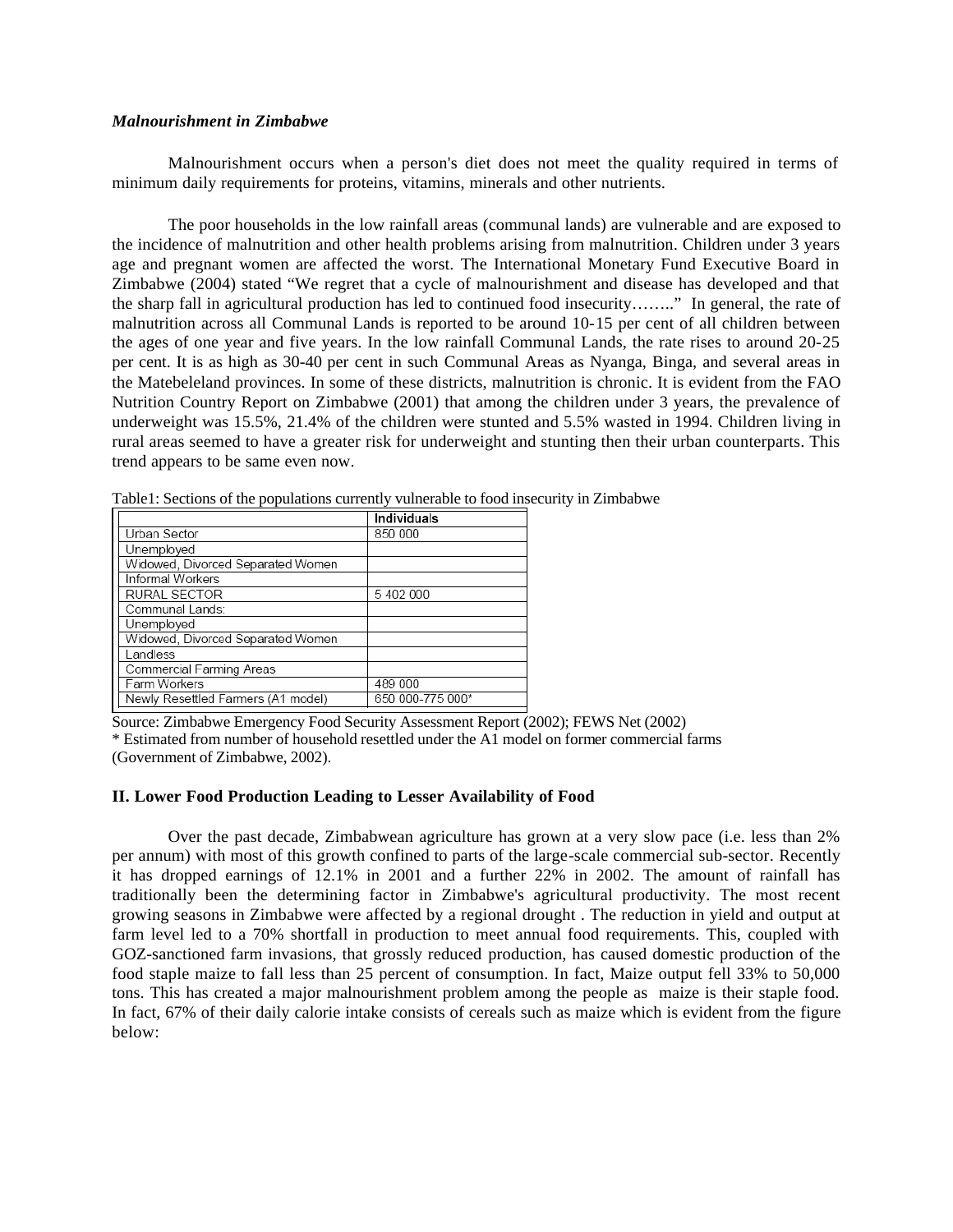***Malnourishment in Zimbabwe***

Malnourishment occurs when a person's diet does not meet the quality required in terms of minimum daily requirements for proteins, vitamins, minerals and other nutrients.

The poor households in the low rainfall areas (communal lands) are vulnerable and are exposed to the incidence of malnutrition and other health problems arising from malnutrition. Children under 3 years age and pregnant women are affected the worst. The International Monetary Fund Executive Board in Zimbabwe (2004) stated "We regret that a cycle of malnourishment and disease has developed and that the sharp fall in agricultural production has led to continued food insecurity……." In general, the rate of malnutrition across all Communal Lands is reported to be around 10-15 per cent of all children between the ages of one year and five years. In the low rainfall Communal Lands, the rate rises to around 20-25 per cent. It is as high as 30-40 per cent in such Communal Areas as Nyanga, Binga, and several areas in the Matebeleland provinces. In some of these districts, malnutrition is chronic. It is evident from the FAO Nutrition Country Report on Zimbabwe (2001) that among the children under 3 years, the prevalence of underweight was 15.5%, 21.4% of the children were stunted and 5.5% wasted in 1994. Children living in rural areas seemed to have a greater risk for underweight and stunting then their urban counterparts. This trend appears to be same even now.

Table1: Sections of the populations currently vulnerable to food insecurity in Zimbabwe

| | **Individuals** |
|---|---|
| Urban Sector | 850 000 |
| Unemployed | |
| Widowed, Divorced Separated Women | |
| Informal Workers | |
| RURAL SECTOR | 5 402 000 |
| Communal Lands: | |
| Unemployed | |
| Widowed, Divorced Separated Women | |
| Landless | |
| Commercial Farming Areas | |
| Farm Workers | 489 000 |
| Newly Resettled Farmers (A1 model) | 650 000-775 000* |

Source: Zimbabwe Emergency Food Security Assessment Report (2002); FEWS Net (2002)
* Estimated from number of household resettled under the A1 model on former commercial farms (Government of Zimbabwe, 2002).

## II. Lower Food Production Leading to Lesser Availability of Food

Over the past decade, Zimbabwean agriculture has grown at a very slow pace (i.e. less than 2% per annum) with most of this growth confined to parts of the large-scale commercial sub-sector. Recently it has dropped earnings of 12.1% in 2001 and a further 22% in 2002. The amount of rainfall has traditionally been the determining factor in Zimbabwe's agricultural productivity. The most recent growing seasons in Zimbabwe were affected by a regional drought . The reduction in yield and output at farm level led to a 70% shortfall in production to meet annual food requirements. This, coupled with GOZ-sanctioned farm invasions, that grossly reduced production, has caused domestic production of the food staple maize to fall less than 25 percent of consumption. In fact, Maize output fell 33% to 50,000 tons. This has created a major malnourishment problem among the people as maize is their staple food. In fact, 67% of their daily calorie intake consists of cereals such as maize which is evident from the figure below: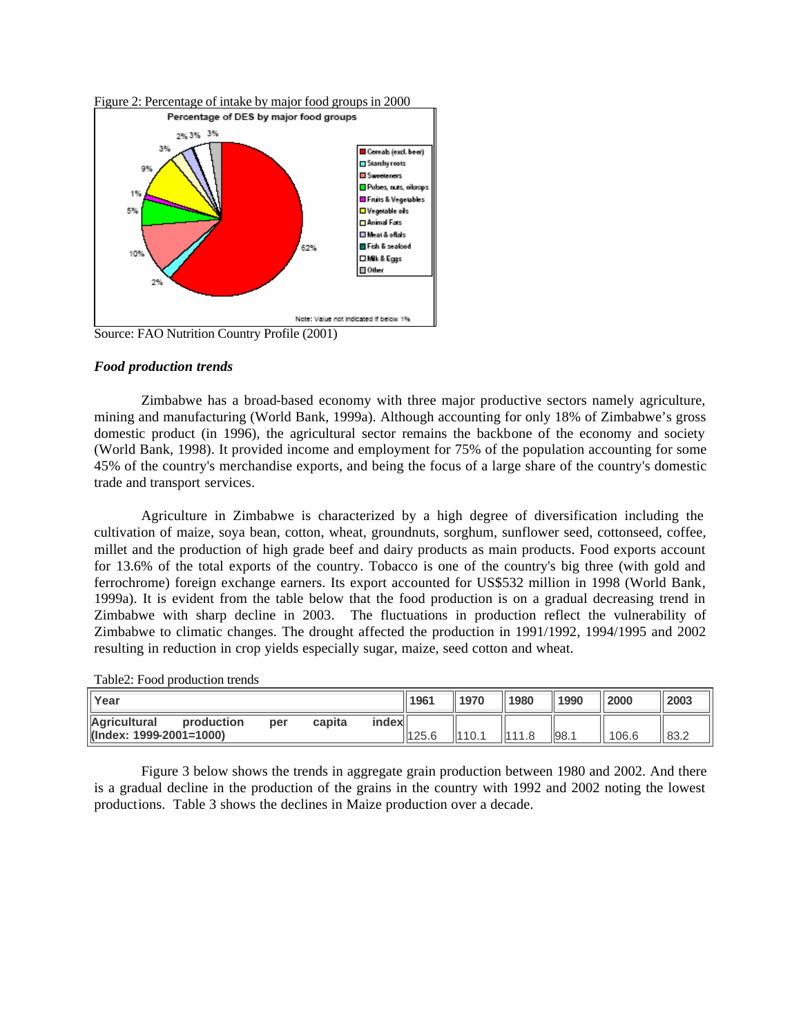Figure 2: Percentage of intake by major food groups in 2000

Source: FAO Nutrition Country Profile (2001)

***Food production trends***

Zimbabwe has a broad-based economy with three major productive sectors namely agriculture, mining and manufacturing (World Bank, 1999a). Although accounting for only 18% of Zimbabwe's gross domestic product (in 1996), the agricultural sector remains the backbone of the economy and society (World Bank, 1998). It provided income and employment for 75% of the population accounting for some 45% of the country's merchandise exports, and being the focus of a large share of the country's domestic trade and transport services.

Agriculture in Zimbabwe is characterized by a high degree of diversification including the cultivation of maize, soya bean, cotton, wheat, groundnuts, sorghum, sunflower seed, cottonseed, coffee, millet and the production of high grade beef and dairy products as main products. Food exports account for 13.6% of the total exports of the country. Tobacco is one of the country's big three (with gold and ferrochrome) foreign exchange earners. Its export accounted for US$532 million in 1998 (World Bank, 1999a). It is evident from the table below that the food production is on a gradual decreasing trend in Zimbabwe with sharp decline in 2003. The fluctuations in production reflect the vulnerability of Zimbabwe to climatic changes. The drought affected the production in 1991/1992, 1994/1995 and 2002 resulting in reduction in crop yields especially sugar, maize, seed cotton and wheat.

Table2: Food production trends

| Year | 1961 | 1970 | 1980 | 1990 | 2000 | 2003 |
|---|---|---|---|---|---|---|
| Agricultural production per capita index (Index: 1999-2001=1000) | 125.6 | 110.1 | 111.8 | 98.1 | 106.6 | 83.2 |

Figure 3 below shows the trends in aggregate grain production between 1980 and 2002. And there is a gradual decline in the production of the grains in the country with 1992 and 2002 noting the lowest productions. Table 3 shows the declines in Maize production over a decade.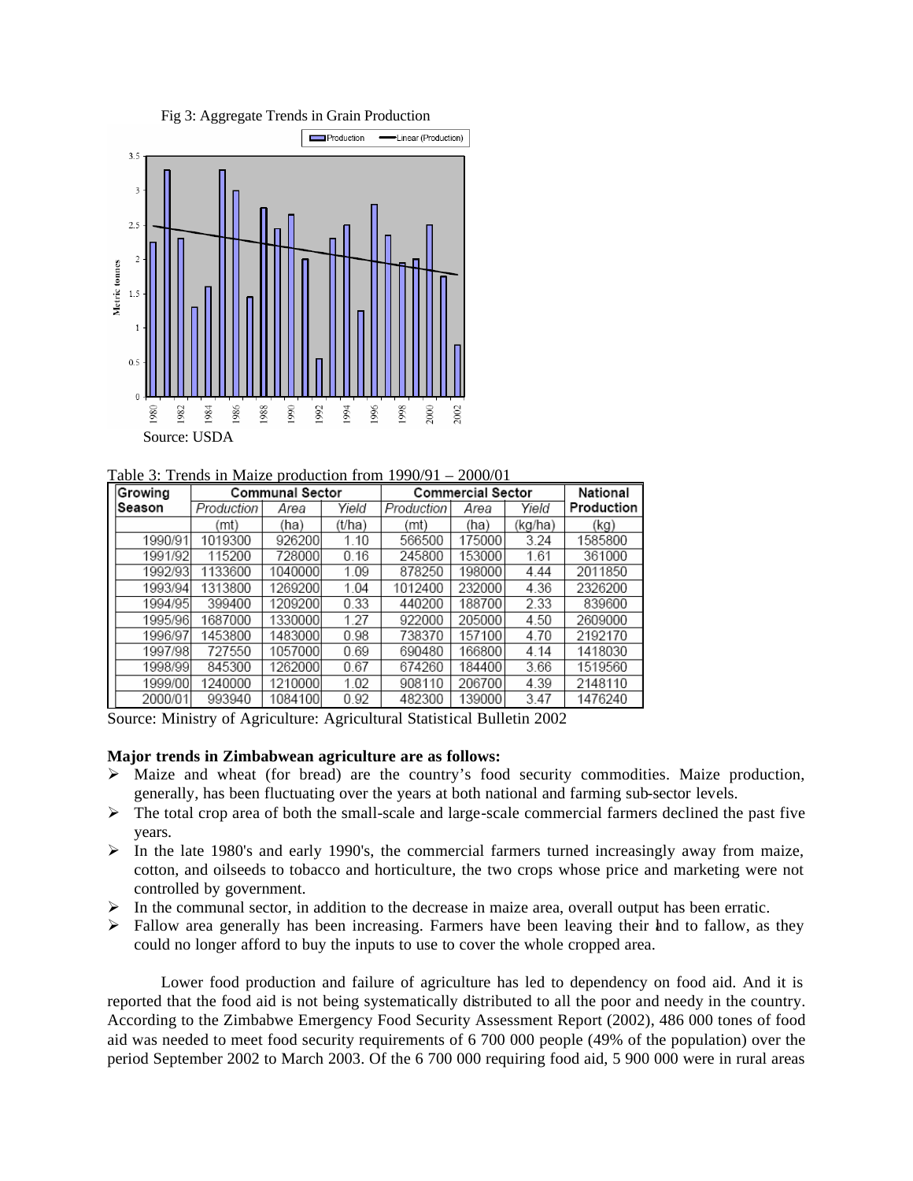Fig 3: Aggregate Trends in Grain Production

Source: USDA

Table 3: Trends in Maize production from 1990/91 – 2000/01

| Growing Season | Communal Sector | | | Commercial Sector | | | National Production |
|---|---|---|---|---|---|---|---|
| | Production | Area | Yield | Production | Area | Yield | |
| | (mt) | (ha) | (t/ha) | (mt) | (ha) | (kg/ha) | (kg) |
| 1990/91 | 1019300 | 926200 | 1.10 | 566500 | 175000 | 3.24 | 1585800 |
| 1991/92 | 115200 | 728000 | 0.16 | 245800 | 153000 | 1.61 | 361000 |
| 1992/93 | 1133600 | 1040000 | 1.09 | 878250 | 198000 | 4.44 | 2011850 |
| 1993/94 | 1313800 | 1269200 | 1.04 | 1012400 | 232000 | 4.36 | 2326200 |
| 1994/95 | 399400 | 1209200 | 0.33 | 440200 | 188700 | 2.33 | 839600 |
| 1995/96 | 1687000 | 1330000 | 1.27 | 922000 | 205000 | 4.50 | 2609000 |
| 1996/97 | 1453800 | 1483000 | 0.98 | 738370 | 157100 | 4.70 | 2192170 |
| 1997/98 | 727550 | 1057000 | 0.69 | 690480 | 166800 | 4.14 | 1418030 |
| 1998/99 | 845300 | 1262000 | 0.67 | 674260 | 184400 | 3.66 | 1519560 |
| 1999/00 | 1240000 | 1210000 | 1.02 | 908110 | 206700 | 4.39 | 2148110 |
| 2000/01 | 993940 | 1084100 | 0.92 | 482300 | 139000 | 3.47 | 1476240 |

Source: Ministry of Agriculture: Agricultural Statistical Bulletin 2002

**Major trends in Zimbabwean agriculture are as follows:**

- Maize and wheat (for bread) are the country's food security commodities. Maize production, generally, has been fluctuating over the years at both national and farming sub-sector levels.
- The total crop area of both the small-scale and large-scale commercial farmers declined the past five years.
- In the late 1980's and early 1990's, the commercial farmers turned increasingly away from maize, cotton, and oilseeds to tobacco and horticulture, the two crops whose price and marketing were not controlled by government.
- In the communal sector, in addition to the decrease in maize area, overall output has been erratic.
- Fallow area generally has been increasing. Farmers have been leaving their land to fallow, as they could no longer afford to buy the inputs to use to cover the whole cropped area.

Lower food production and failure of agriculture has led to dependency on food aid. And it is reported that the food aid is not being systematically distributed to all the poor and needy in the country. According to the Zimbabwe Emergency Food Security Assessment Report (2002), 486 000 tones of food aid was needed to meet food security requirements of 6 700 000 people (49% of the population) over the period September 2002 to March 2003. Of the 6 700 000 requiring food aid, 5 900 000 were in rural areas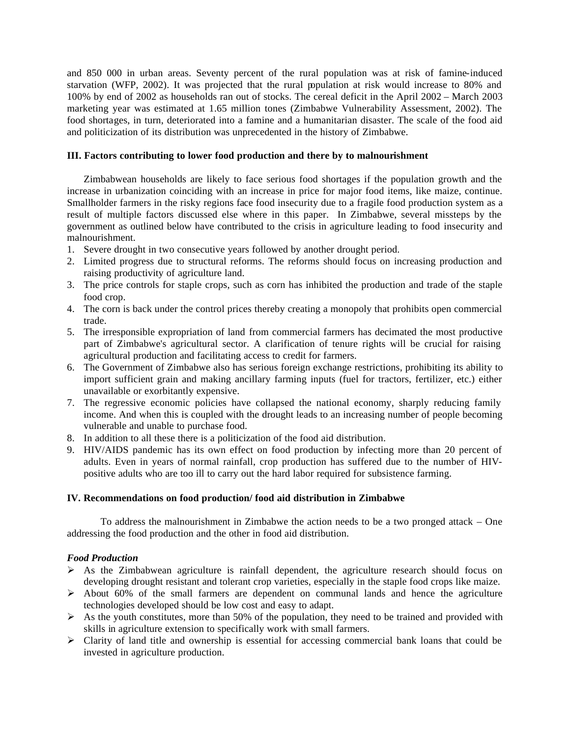and 850 000 in urban areas. Seventy percent of the rural population was at risk of famine-induced starvation (WFP, 2002). It was projected that the rural population at risk would increase to 80% and 100% by end of 2002 as households ran out of stocks. The cereal deficit in the April 2002 – March 2003 marketing year was estimated at 1.65 million tones (Zimbabwe Vulnerability Assessment, 2002). The food shortages, in turn, deteriorated into a famine and a humanitarian disaster. The scale of the food aid and politicization of its distribution was unprecedented in the history of Zimbabwe.

### III. Factors contributing to lower food production and there by to malnourishment

Zimbabwean households are likely to face serious food shortages if the population growth and the increase in urbanization coinciding with an increase in price for major food items, like maize, continue. Smallholder farmers in the risky regions face food insecurity due to a fragile food production system as a result of multiple factors discussed else where in this paper. In Zimbabwe, several missteps by the government as outlined below have contributed to the crisis in agriculture leading to food insecurity and malnourishment.

1. Severe drought in two consecutive years followed by another drought period.
2. Limited progress due to structural reforms. The reforms should focus on increasing production and raising productivity of agriculture land.
3. The price controls for staple crops, such as corn has inhibited the production and trade of the staple food crop.
4. The corn is back under the control prices thereby creating a monopoly that prohibits open commercial trade.
5. The irresponsible expropriation of land from commercial farmers has decimated the most productive part of Zimbabwe's agricultural sector. A clarification of tenure rights will be crucial for raising agricultural production and facilitating access to credit for farmers.
6. The Government of Zimbabwe also has serious foreign exchange restrictions, prohibiting its ability to import sufficient grain and making ancillary farming inputs (fuel for tractors, fertilizer, etc.) either unavailable or exorbitantly expensive.
7. The regressive economic policies have collapsed the national economy, sharply reducing family income. And when this is coupled with the drought leads to an increasing number of people becoming vulnerable and unable to purchase food.
8. In addition to all these there is a politicization of the food aid distribution.
9. HIV/AIDS pandemic has its own effect on food production by infecting more than 20 percent of adults. Even in years of normal rainfall, crop production has suffered due to the number of HIV-positive adults who are too ill to carry out the hard labor required for subsistence farming.

### IV. Recommendations on food production/ food aid distribution in Zimbabwe

To address the malnourishment in Zimbabwe the action needs to be a two pronged attack – One addressing the food production and the other in food aid distribution.

***Food Production***

- As the Zimbabwean agriculture is rainfall dependent, the agriculture research should focus on developing drought resistant and tolerant crop varieties, especially in the staple food crops like maize.
- About 60% of the small farmers are dependent on communal lands and hence the agriculture technologies developed should be low cost and easy to adapt.
- As the youth constitutes, more than 50% of the population, they need to be trained and provided with skills in agriculture extension to specifically work with small farmers.
- Clarity of land title and ownership is essential for accessing commercial bank loans that could be invested in agriculture production.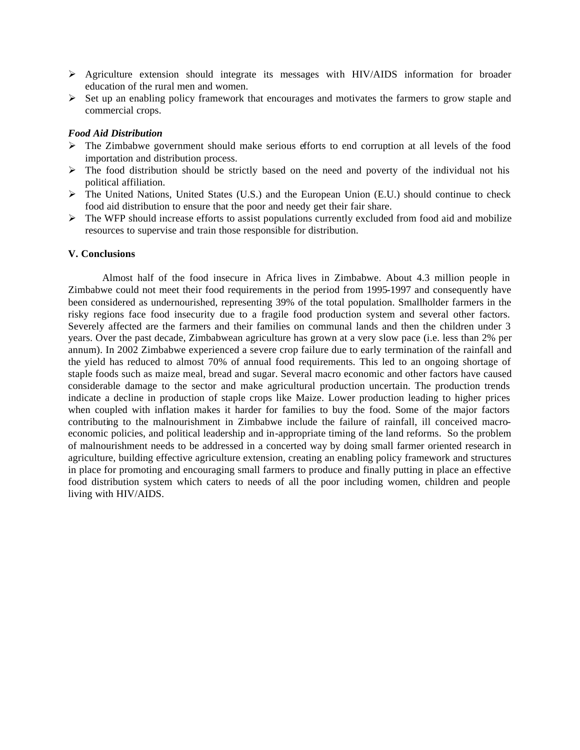- Agriculture extension should integrate its messages with HIV/AIDS information for broader education of the rural men and women.
- Set up an enabling policy framework that encourages and motivates the farmers to grow staple and commercial crops.

***Food Aid Distribution***

- The Zimbabwe government should make serious efforts to end corruption at all levels of the food importation and distribution process.
- The food distribution should be strictly based on the need and poverty of the individual not his political affiliation.
- The United Nations, United States (U.S.) and the European Union (E.U.) should continue to check food aid distribution to ensure that the poor and needy get their fair share.
- The WFP should increase efforts to assist populations currently excluded from food aid and mobilize resources to supervise and train those responsible for distribution.

## V. Conclusions

Almost half of the food insecure in Africa lives in Zimbabwe. About 4.3 million people in Zimbabwe could not meet their food requirements in the period from 1995-1997 and consequently have been considered as undernourished, representing 39% of the total population. Smallholder farmers in the risky regions face food insecurity due to a fragile food production system and several other factors. Severely affected are the farmers and their families on communal lands and then the children under 3 years. Over the past decade, Zimbabwean agriculture has grown at a very slow pace (i.e. less than 2% per annum). In 2002 Zimbabwe experienced a severe crop failure due to early termination of the rainfall and the yield has reduced to almost 70% of annual food requirements. This led to an ongoing shortage of staple foods such as maize meal, bread and sugar. Several macro economic and other factors have caused considerable damage to the sector and make agricultural production uncertain. The production trends indicate a decline in production of staple crops like Maize. Lower production leading to higher prices when coupled with inflation makes it harder for families to buy the food. Some of the major factors contributing to the malnourishment in Zimbabwe include the failure of rainfall, ill conceived macro-economic policies, and political leadership and in-appropriate timing of the land reforms. So the problem of malnourishment needs to be addressed in a concerted way by doing small farmer oriented research in agriculture, building effective agriculture extension, creating an enabling policy framework and structures in place for promoting and encouraging small farmers to produce and finally putting in place an effective food distribution system which caters to needs of all the poor including women, children and people living with HIV/AIDS.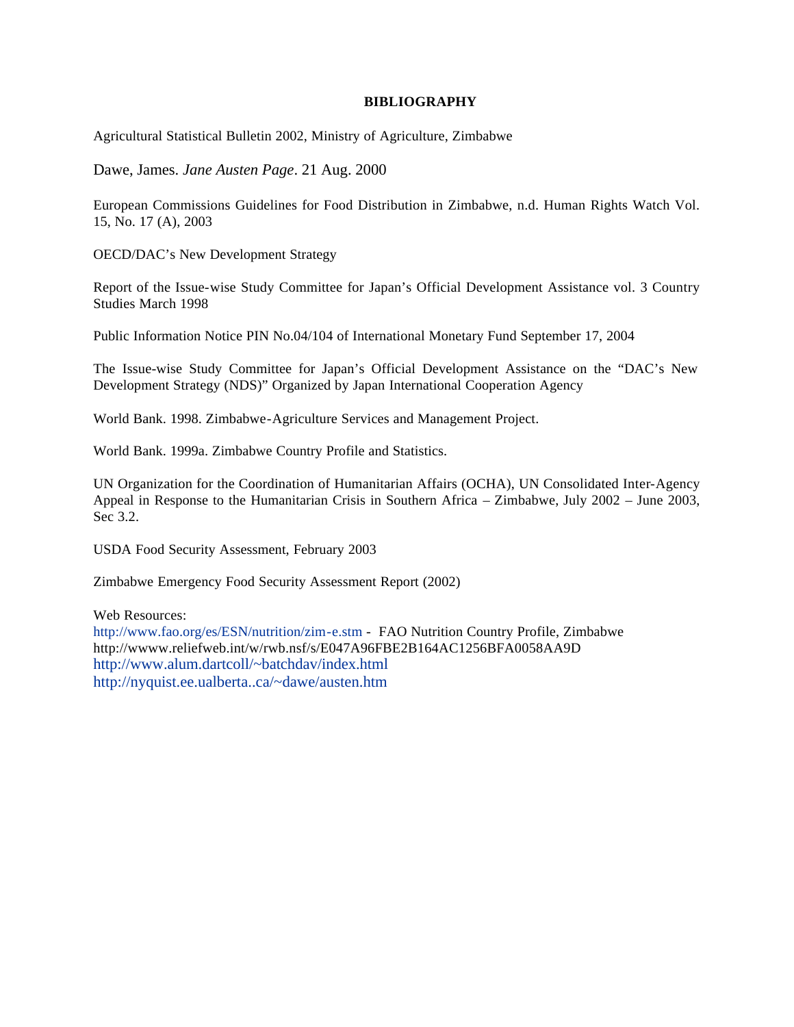**BIBLIOGRAPHY**

Agricultural Statistical Bulletin 2002, Ministry of Agriculture, Zimbabwe

Dawe, James. *Jane Austen Page*. 21 Aug. 2000

European Commissions Guidelines for Food Distribution in Zimbabwe, n.d. Human Rights Watch Vol. 15, No. 17 (A), 2003

OECD/DAC's New Development Strategy

Report of the Issue-wise Study Committee for Japan's Official Development Assistance vol. 3 Country Studies March 1998

Public Information Notice PIN No.04/104 of International Monetary Fund September 17, 2004

The Issue-wise Study Committee for Japan's Official Development Assistance on the "DAC's New Development Strategy (NDS)" Organized by Japan International Cooperation Agency

World Bank. 1998. Zimbabwe-Agriculture Services and Management Project.

World Bank. 1999a. Zimbabwe Country Profile and Statistics.

UN Organization for the Coordination of Humanitarian Affairs (OCHA), UN Consolidated Inter-Agency Appeal in Response to the Humanitarian Crisis in Southern Africa – Zimbabwe, July 2002 – June 2003, Sec 3.2.

USDA Food Security Assessment, February 2003

Zimbabwe Emergency Food Security Assessment Report (2002)

Web Resources:
http://www.fao.org/es/ESN/nutrition/zim-e.stm - FAO Nutrition Country Profile, Zimbabwe
http://wwww.reliefweb.int/w/rwb.nsf/s/E047A96FBE2B164AC1256BFA0058AA9D
http://www.alum.dartcoll/~batchdav/index.html
http://nyquist.ee.ualberta..ca/~dawe/austen.htm